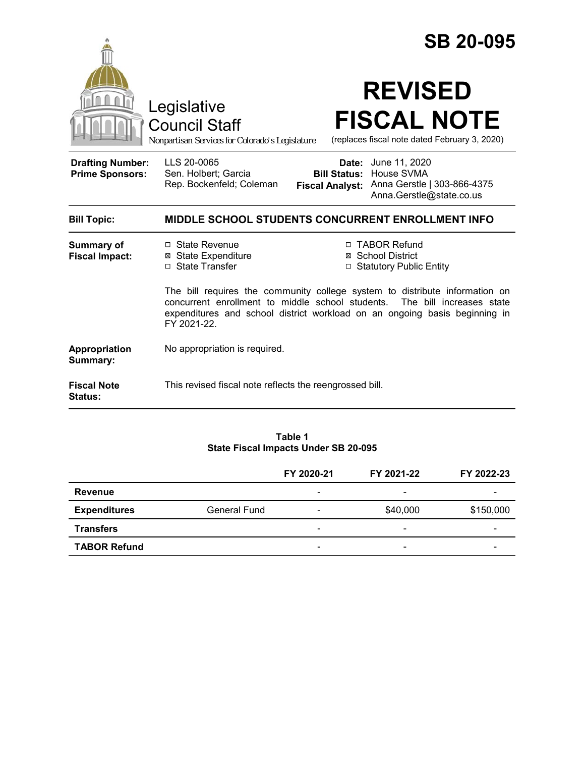# SB 20-095

Legislative Council Staff

*Nonpartisan Services for Colorado's Legislature*

# REVISED FISCAL NOTE

(replaces fiscal note dated February 3, 2020)

| | | | |
|---|---|---|---|
| **Drafting Number:** | LLS 20-0065 | **Date:** | June 11, 2020 |
| **Prime Sponsors:** | Sen. Holbert; Garcia<br>Rep. Bockenfeld; Coleman | **Bill Status:** | House SVMA |
| | | **Fiscal Analyst:** | Anna Gerstle \| 303-866-4375<br>Anna.Gerstle@state.co.us |

**Bill Topic:** **MIDDLE SCHOOL STUDENTS CONCURRENT ENROLLMENT INFO**

**Summary of Fiscal Impact:**

- ☐ State Revenue
- ☒ State Expenditure
- ☐ State Transfer
- ☐ TABOR Refund
- ☒ School District
- ☐ Statutory Public Entity

The bill requires the community college system to distribute information on concurrent enrollment to middle school students. The bill increases state expenditures and school district workload on an ongoing basis beginning in FY 2021-22.

**Appropriation Summary:** No appropriation is required.

**Fiscal Note Status:** This revised fiscal note reflects the reengrossed bill.

**Table 1**
**State Fiscal Impacts Under SB 20-095**

| | | FY 2020-21 | FY 2021-22 | FY 2022-23 |
|---|---|---|---|---|
| **Revenue** | | - | - | - |
| **Expenditures** | General Fund | - | $40,000 | $150,000 |
| **Transfers** | | - | - | - |
| **TABOR Refund** | | - | - | - |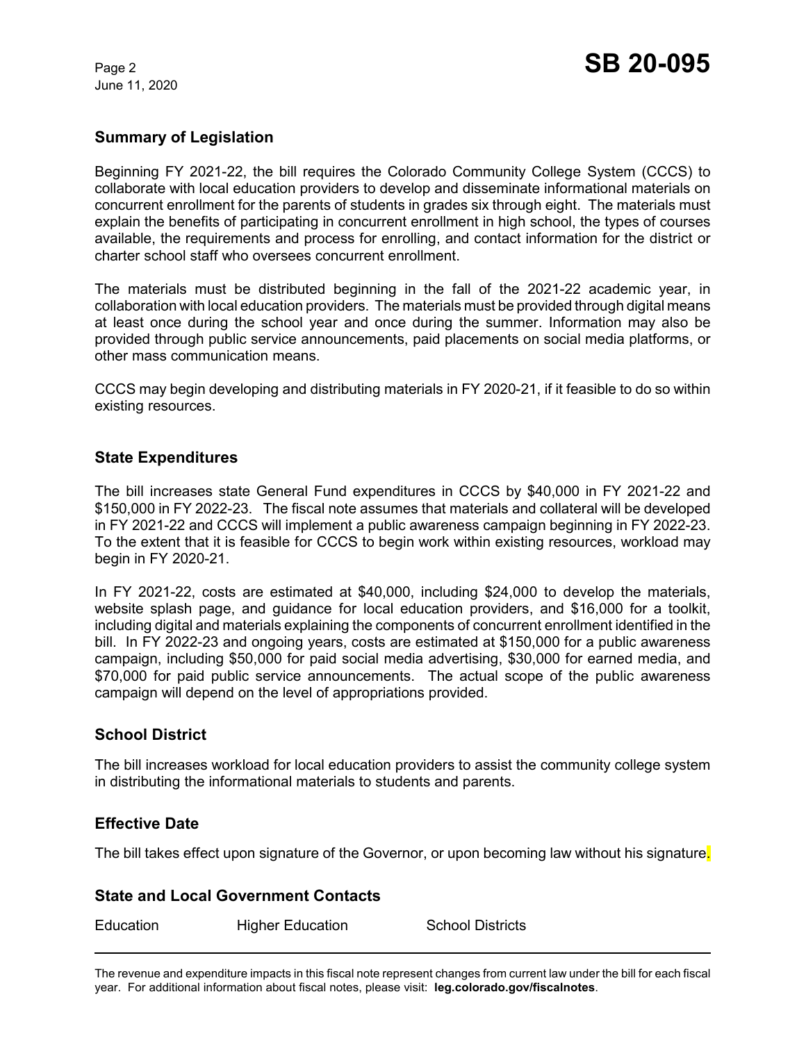## Summary of Legislation

Beginning FY 2021-22, the bill requires the Colorado Community College System (CCCS) to collaborate with local education providers to develop and disseminate informational materials on concurrent enrollment for the parents of students in grades six through eight. The materials must explain the benefits of participating in concurrent enrollment in high school, the types of courses available, the requirements and process for enrolling, and contact information for the district or charter school staff who oversees concurrent enrollment.

The materials must be distributed beginning in the fall of the 2021-22 academic year, in collaboration with local education providers. The materials must be provided through digital means at least once during the school year and once during the summer. Information may also be provided through public service announcements, paid placements on social media platforms, or other mass communication means.

CCCS may begin developing and distributing materials in FY 2020-21, if it feasible to do so within existing resources.

## State Expenditures

The bill increases state General Fund expenditures in CCCS by $40,000 in FY 2021-22 and $150,000 in FY 2022-23. The fiscal note assumes that materials and collateral will be developed in FY 2021-22 and CCCS will implement a public awareness campaign beginning in FY 2022-23. To the extent that it is feasible for CCCS to begin work within existing resources, workload may begin in FY 2020-21.

In FY 2021-22, costs are estimated at $40,000, including $24,000 to develop the materials, website splash page, and guidance for local education providers, and $16,000 for a toolkit, including digital and materials explaining the components of concurrent enrollment identified in the bill. In FY 2022-23 and ongoing years, costs are estimated at $150,000 for a public awareness campaign, including $50,000 for paid social media advertising, $30,000 for earned media, and $70,000 for paid public service announcements. The actual scope of the public awareness campaign will depend on the level of appropriations provided.

## School District

The bill increases workload for local education providers to assist the community college system in distributing the informational materials to students and parents.

## Effective Date

The bill takes effect upon signature of the Governor, or upon becoming law without his signature.

## State and Local Government Contacts

Education Higher Education School Districts

The revenue and expenditure impacts in this fiscal note represent changes from current law under the bill for each fiscal year. For additional information about fiscal notes, please visit: **leg.colorado.gov/fiscalnotes**.